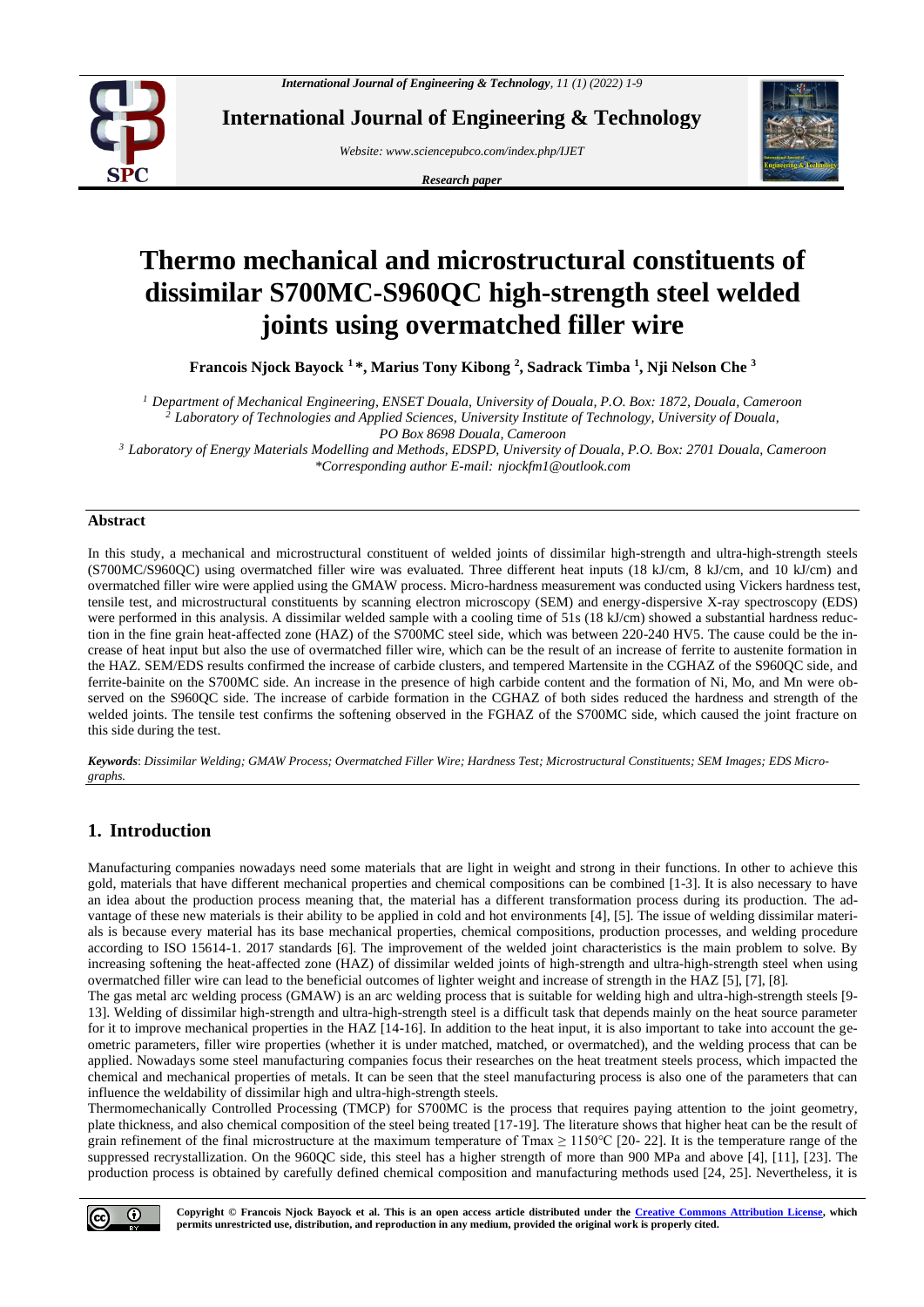**Research paper**

# Thermo mechanical and microstructural constituents of dissimilar S700MC-S960QC high-strength steel welded joints using overmatched filler wire

**Francois Njock Bayock [1]*, Marius Tony Kibong [2], Sadrack Timba [1], Nji Nelson Che [3]**

[1] Department of Mechanical Engineering, ENSET Douala, University of Douala, P.O. Box: 1872, Douala, Cameroon
[2] Laboratory of Technologies and Applied Sciences, University Institute of Technology, University of Douala, PO Box 8698 Douala, Cameroon
[3] Laboratory of Energy Materials Modelling and Methods, EDSPD, University of Douala, P.O. Box: 2701 Douala, Cameroon
*Corresponding author E-mail: njockfm1@outlook.com

## Abstract

In this study, a mechanical and microstructural constituent of welded joints of dissimilar high-strength and ultra-high-strength steels (S700MC/S960QC) using overmatched filler wire was evaluated. Three different heat inputs (18 kJ/cm, 8 kJ/cm, and 10 kJ/cm) and overmatched filler wire were applied using the GMAW process. Micro-hardness measurement was conducted using Vickers hardness test, tensile test, and microstructural constituents by scanning electron microscopy (SEM) and energy-dispersive X-ray spectroscopy (EDS) were performed in this analysis. A dissimilar welded sample with a cooling time of 51s (18 kJ/cm) showed a substantial hardness reduction in the fine grain heat-affected zone (HAZ) of the S700MC steel side, which was between 220-240 HV5. The cause could be the increase of heat input but also the use of overmatched filler wire, which can be the result of an increase of ferrite to austenite formation in the HAZ. SEM/EDS results confirmed the increase of carbide clusters, and tempered Martensite in the CGHAZ of the S960QC side, and ferrite-bainite on the S700MC side. An increase in the presence of high carbide content and the formation of Ni, Mo, and Mn were observed on the S960QC side. The increase of carbide formation in the CGHAZ of both sides reduced the hardness and strength of the welded joints. The tensile test confirms the softening observed in the FGHAZ of the S700MC side, which caused the joint fracture on this side during the test.

***Keywords***: *Dissimilar Welding; GMAW Process; Overmatched Filler Wire; Hardness Test; Microstructural Constituents; SEM Images; EDS Micrographs.*

## 1. Introduction

Manufacturing companies nowadays need some materials that are light in weight and strong in their functions. In other to achieve this gold, materials that have different mechanical properties and chemical compositions can be combined [1-3]. It is also necessary to have an idea about the production process meaning that, the material has a different transformation process during its production. The advantage of these new materials is their ability to be applied in cold and hot environments [4], [5]. The issue of welding dissimilar materials is because every material has its base mechanical properties, chemical compositions, production processes, and welding procedure according to ISO 15614-1. 2017 standards [6]. The improvement of the welded joint characteristics is the main problem to solve. By increasing softening the heat-affected zone (HAZ) of dissimilar welded joints of high-strength and ultra-high-strength steel when using overmatched filler wire can lead to the beneficial outcomes of lighter weight and increase of strength in the HAZ [5], [7], [8].

The gas metal arc welding process (GMAW) is an arc welding process that is suitable for welding high and ultra-high-strength steels [9-13]. Welding of dissimilar high-strength and ultra-high-strength steel is a difficult task that depends mainly on the heat source parameter for it to improve mechanical properties in the HAZ [14-16]. In addition to the heat input, it is also important to take into account the geometric parameters, filler wire properties (whether it is under matched, matched, or overmatched), and the welding process that can be applied. Nowadays some steel manufacturing companies focus their researches on the heat treatment steels process, which impacted the chemical and mechanical properties of metals. It can be seen that the steel manufacturing process is also one of the parameters that can influence the weldability of dissimilar high and ultra-high-strength steels.

Thermomechanically Controlled Processing (TMCP) for S700MC is the process that requires paying attention to the joint geometry, plate thickness, and also chemical composition of the steel being treated [17-19]. The literature shows that higher heat can be the result of grain refinement of the final microstructure at the maximum temperature of $T_{max} \geq 1150°C$ [20- 22]. It is the temperature range of the suppressed recrystallization. On the 960QC side, this steel has a higher strength of more than 900 MPa and above [4], [11], [23]. The production process is obtained by carefully defined chemical composition and manufacturing methods used [24, 25]. Nevertheless, it is

**Copyright © Francois Njock Bayock et al. This is an open access article distributed under the Creative Commons Attribution License, which permits unrestricted use, distribution, and reproduction in any medium, provided the original work is properly cited.**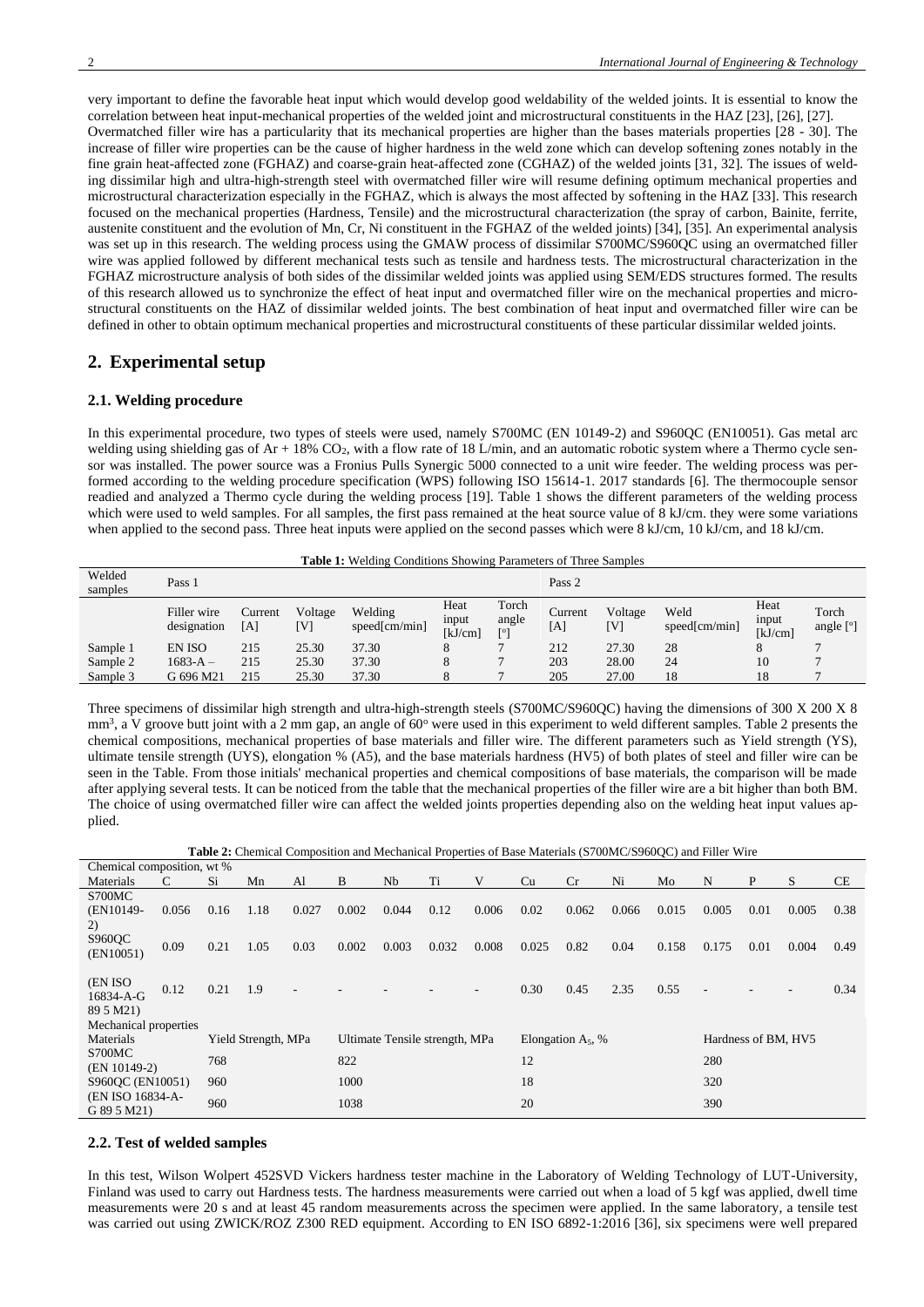very important to define the favorable heat input which would develop good weldability of the welded joints. It is essential to know the correlation between heat input-mechanical properties of the welded joint and microstructural constituents in the HAZ [23], [26], [27].

Overmatched filler wire has a particularity that its mechanical properties are higher than the bases materials properties [28 - 30]. The increase of filler wire properties can be the cause of higher hardness in the weld zone which can develop softening zones notably in the fine grain heat-affected zone (FGHAZ) and coarse-grain heat-affected zone (CGHAZ) of the welded joints [31, 32]. The issues of welding dissimilar high and ultra-high-strength steel with overmatched filler wire will resume defining optimum mechanical properties and microstructural characterization especially in the FGHAZ, which is always the most affected by softening in the HAZ [33]. This research focused on the mechanical properties (Hardness, Tensile) and the microstructural characterization (the spray of carbon, Bainite, ferrite, austenite constituent and the evolution of Mn, Cr, Ni constituent in the FGHAZ of the welded joints) [34], [35]. An experimental analysis was set up in this research. The welding process using the GMAW process of dissimilar S700MC/S960QC using an overmatched filler wire was applied followed by different mechanical tests such as tensile and hardness tests. The microstructural characterization in the FGHAZ microstructure analysis of both sides of the dissimilar welded joints was applied using SEM/EDS structures formed. The results of this research allowed us to synchronize the effect of heat input and overmatched filler wire on the mechanical properties and microstructural constituents on the HAZ of dissimilar welded joints. The best combination of heat input and overmatched filler wire can be defined in other to obtain optimum mechanical properties and microstructural constituents of these particular dissimilar welded joints.

## 2. Experimental setup

### 2.1. Welding procedure

In this experimental procedure, two types of steels were used, namely S700MC (EN 10149-2) and S960QC (EN10051). Gas metal arc welding using shielding gas of Ar + 18% $CO_2$, with a flow rate of 18 L/min, and an automatic robotic system where a Thermo cycle sensor was installed. The power source was a Fronius Pulls Synergic 5000 connected to a unit wire feeder. The welding process was performed according to the welding procedure specification (WPS) following ISO 15614-1. 2017 standards [6]. The thermocouple sensor readied and analyzed a Thermo cycle during the welding process [19]. Table 1 shows the different parameters of the welding process which were used to weld samples. For all samples, the first pass remained at the heat source value of 8 kJ/cm. they were some variations when applied to the second pass. Three heat inputs were applied on the second passes which were 8 kJ/cm, 10 kJ/cm, and 18 kJ/cm.

**Table 1:** Welding Conditions Showing Parameters of Three Samples

| Welded samples | Pass 1 | | | | | | Pass 2 | | | | |
|---|---|---|---|---|---|---|---|---|---|---|---|
| | Filler wire designation | Current [A] | Voltage [V] | Welding speed[cm/min] | Heat input [kJ/cm] | Torch angle [°] | Current [A] | Voltage [V] | Weld speed[cm/min] | Heat input [kJ/cm] | Torch angle [°] |
| Sample 1 | EN ISO | 215 | 25.30 | 37.30 | 8 | 7 | 212 | 27.30 | 28 | 8 | 7 |
| Sample 2 | 1683-A – | 215 | 25.30 | 37.30 | 8 | 7 | 203 | 28.00 | 24 | 10 | 7 |
| Sample 3 | G 696 M21 | 215 | 25.30 | 37.30 | 8 | 7 | 205 | 27.00 | 18 | 18 | 7 |

Three specimens of dissimilar high strength and ultra-high-strength steels (S700MC/S960QC) having the dimensions of 300 X 200 X 8 $mm^3$, a V groove butt joint with a 2 mm gap, an angle of 60° were used in this experiment to weld different samples. Table 2 presents the chemical compositions, mechanical properties of base materials and filler wire. The different parameters such as Yield strength (YS), ultimate tensile strength (UYS), elongation % (A5), and the base materials hardness (HV5) of both plates of steel and filler wire can be seen in the Table. From those initials' mechanical properties and chemical compositions of base materials, the comparison will be made after applying several tests. It can be noticed from the table that the mechanical properties of the filler wire are a bit higher than both BM. The choice of using overmatched filler wire can affect the welded joints properties depending also on the welding heat input values applied.

**Table 2:** Chemical Composition and Mechanical Properties of Base Materials (S700MC/S960QC) and Filler Wire

| Chemical composition, wt % | | | | | | | | | | | | | | | | |
|---|---|---|---|---|---|---|---|---|---|---|---|---|---|---|---|---|
| Materials | C | Si | Mn | Al | B | Nb | Ti | V | Cu | Cr | Ni | Mo | N | P | S | CE |
| S700MC (EN10149-2) | 0.056 | 0.16 | 1.18 | 0.027 | 0.002 | 0.044 | 0.12 | 0.006 | 0.02 | 0.062 | 0.066 | 0.015 | 0.005 | 0.01 | 0.005 | 0.38 |
| S960QC (EN10051) | 0.09 | 0.21 | 1.05 | 0.03 | 0.002 | 0.003 | 0.032 | 0.008 | 0.025 | 0.82 | 0.04 | 0.158 | 0.175 | 0.01 | 0.004 | 0.49 |
| (EN ISO 16834-A-G 89 5 M21) | 0.12 | 0.21 | 1.9 | - | - | - | - | - | 0.30 | 0.45 | 2.35 | 0.55 | - | - | - | 0.34 |

| Mechanical properties | | | | |
|---|---|---|---|---|
| Materials | Yield Strength, MPa | Ultimate Tensile strength, MPa | Elongation $A_5$, % | Hardness of BM, HV5 |
| S700MC (EN 10149-2) | 768 | 822 | 12 | 280 |
| S960QC (EN10051) | 960 | 1000 | 18 | 320 |
| (EN ISO 16834-A-G 89 5 M21) | 960 | 1038 | 20 | 390 |

### 2.2. Test of welded samples

In this test, Wilson Wolpert 452SVD Vickers hardness tester machine in the Laboratory of Welding Technology of LUT-University, Finland was used to carry out Hardness tests. The hardness measurements were carried out when a load of 5 kgf was applied, dwell time measurements were 20 s and at least 45 random measurements across the specimen were applied. In the same laboratory, a tensile test was carried out using ZWICK/ROZ Z300 RED equipment. According to EN ISO 6892-1:2016 [36], six specimens were well prepared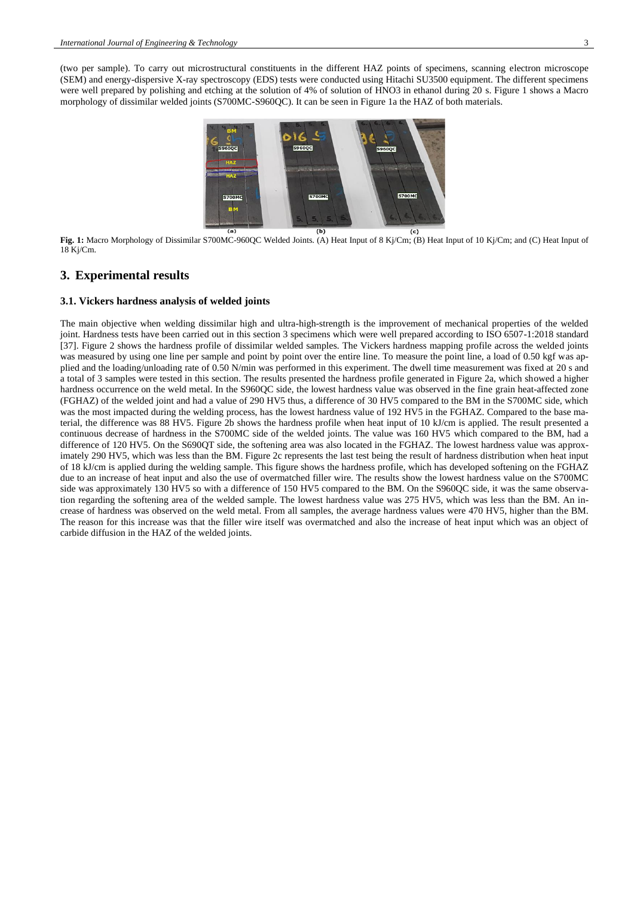(two per sample). To carry out microstructural constituents in the different HAZ points of specimens, scanning electron microscope (SEM) and energy-dispersive X-ray spectroscopy (EDS) tests were conducted using Hitachi SU3500 equipment. The different specimens were well prepared by polishing and etching at the solution of 4% of solution of $HNO_3$ in ethanol during 20 s. Figure 1 shows a Macro morphology of dissimilar welded joints (S700MC-S960QC). It can be seen in Figure 1a the HAZ of both materials.

**Fig. 1:** Macro Morphology of Dissimilar S700MC-960QC Welded Joints. (A) Heat Input of 8 Kj/Cm; (B) Heat Input of 10 Kj/Cm; and (C) Heat Input of 18 Kj/Cm.

## 3. Experimental results

### 3.1. Vickers hardness analysis of welded joints

The main objective when welding dissimilar high and ultra-high-strength is the improvement of mechanical properties of the welded joint. Hardness tests have been carried out in this section 3 specimens which were well prepared according to ISO 6507-1:2018 standard [37]. Figure 2 shows the hardness profile of dissimilar welded samples. The Vickers hardness mapping profile across the welded joints was measured by using one line per sample and point by point over the entire line. To measure the point line, a load of 0.50 kgf was applied and the loading/unloading rate of 0.50 N/min was performed in this experiment. The dwell time measurement was fixed at 20 s and a total of 3 samples were tested in this section. The results presented the hardness profile generated in Figure 2a, which showed a higher hardness occurrence on the weld metal. In the S960QC side, the lowest hardness value was observed in the fine grain heat-affected zone (FGHAZ) of the welded joint and had a value of 290 HV5 thus, a difference of 30 HV5 compared to the BM in the S700MC side, which was the most impacted during the welding process, has the lowest hardness value of 192 HV5 in the FGHAZ. Compared to the base material, the difference was 88 HV5. Figure 2b shows the hardness profile when heat input of 10 kJ/cm is applied. The result presented a continuous decrease of hardness in the S700MC side of the welded joints. The value was 160 HV5 which compared to the BM, had a difference of 120 HV5. On the S690QT side, the softening area was also located in the FGHAZ. The lowest hardness value was approximately 290 HV5, which was less than the BM. Figure 2c represents the last test being the result of hardness distribution when heat input of 18 kJ/cm is applied during the welding sample. This figure shows the hardness profile, which has developed softening on the FGHAZ due to an increase of heat input and also the use of overmatched filler wire. The results show the lowest hardness value on the S700MC side was approximately 130 HV5 so with a difference of 150 HV5 compared to the BM. On the S960QC side, it was the same observation regarding the softening area of the welded sample. The lowest hardness value was 275 HV5, which was less than the BM. An increase of hardness was observed on the weld metal. From all samples, the average hardness values were 470 HV5, higher than the BM. The reason for this increase was that the filler wire itself was overmatched and also the increase of heat input which was an object of carbide diffusion in the HAZ of the welded joints.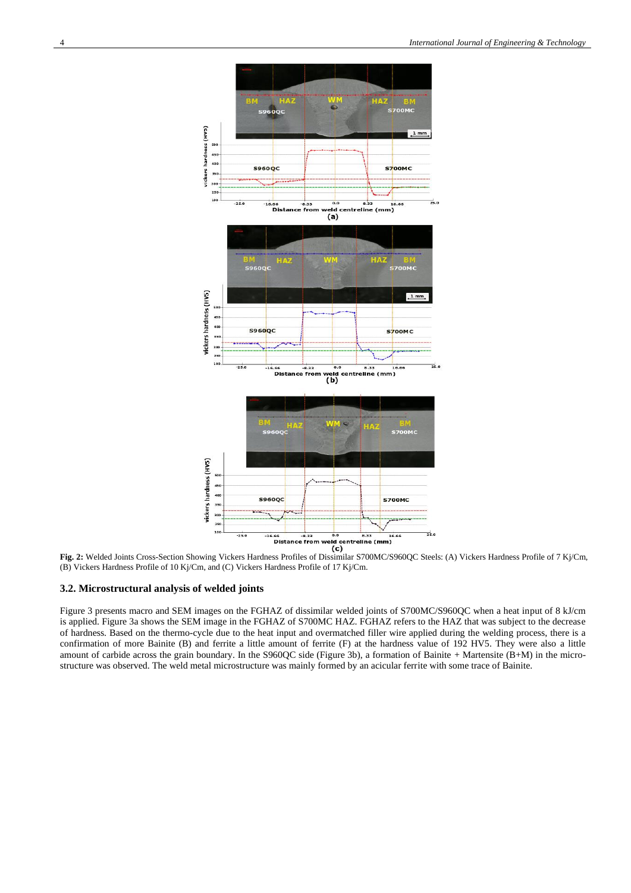BM HAZ WM HAZ BM
S960QC S700MC
1 mm
vickers hardness (HV5)
S960QC S700MC
-25.0 -16.66 -8.33 0.0 8.33 16.66 25.0
Distance from weld centreline (mm)
(a)

BM HAZ WM HAZ BM
S960QC S700MC
1 mm
vickers hardness (HV5)
S960QC S700MC
-25.0 -16.66 -8.33 0.0 8.33 16.66 25.0
Distance from weld centreline (mm)
(b)

BM HAZ WM HAZ BM
S960QC S700MC
vickers hardness (HV5)
S960QC S700MC
-25.0 -16.66 -8.33 0.0 8.33 16.66 25.0
Distance from weld centreline (mm)
(c)

**Fig. 2:** Welded Joints Cross-Section Showing Vickers Hardness Profiles of Dissimilar S700MC/S960QC Steels: (A) Vickers Hardness Profile of 7 Kj/Cm, (B) Vickers Hardness Profile of 10 Kj/Cm, and (C) Vickers Hardness Profile of 17 Kj/Cm.

### 3.2. Microstructural analysis of welded joints

Figure 3 presents macro and SEM images on the FGHAZ of dissimilar welded joints of S700MC/S960QC when a heat input of 8 kJ/cm is applied. Figure 3a shows the SEM image in the FGHAZ of S700MC HAZ. FGHAZ refers to the HAZ that was subject to the decrease of hardness. Based on the thermo-cycle due to the heat input and overmatched filler wire applied during the welding process, there is a confirmation of more Bainite (B) and ferrite a little amount of ferrite (F) at the hardness value of 192 HV5. They were also a little amount of carbide across the grain boundary. In the S960QC side (Figure 3b), a formation of Bainite + Martensite (B+M) in the micro-structure was observed. The weld metal microstructure was mainly formed by an acicular ferrite with some trace of Bainite.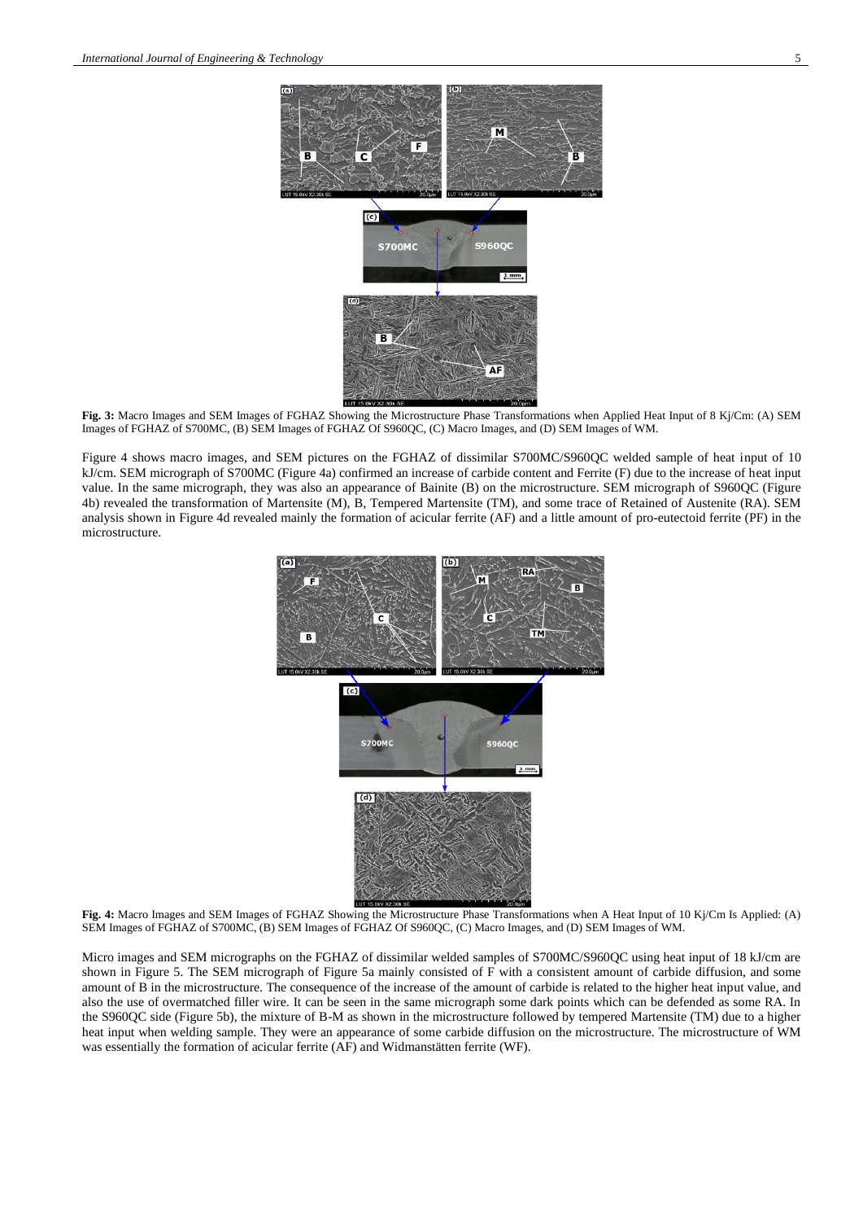**Fig. 3:** Macro Images and SEM Images of FGHAZ Showing the Microstructure Phase Transformations when Applied Heat Input of 8 Kj/Cm: (A) SEM Images of FGHAZ of S700MC, (B) SEM Images of FGHAZ Of S960QC, (C) Macro Images, and (D) SEM Images of WM.

Figure 4 shows macro images, and SEM pictures on the FGHAZ of dissimilar S700MC/S960QC welded sample of heat input of 10 kJ/cm. SEM micrograph of S700MC (Figure 4a) confirmed an increase of carbide content and Ferrite (F) due to the increase of heat input value. In the same micrograph, they was also an appearance of Bainite (B) on the microstructure. SEM micrograph of S960QC (Figure 4b) revealed the transformation of Martensite (M), B, Tempered Martensite (TM), and some trace of Retained of Austenite (RA). SEM analysis shown in Figure 4d revealed mainly the formation of acicular ferrite (AF) and a little amount of pro-eutectoid ferrite (PF) in the microstructure.

**Fig. 4:** Macro Images and SEM Images of FGHAZ Showing the Microstructure Phase Transformations when A Heat Input of 10 Kj/Cm Is Applied: (A) SEM Images of FGHAZ of S700MC, (B) SEM Images of FGHAZ Of S960QC, (C) Macro Images, and (D) SEM Images of WM.

Micro images and SEM micrographs on the FGHAZ of dissimilar welded samples of S700MC/S960QC using heat input of 18 kJ/cm are shown in Figure 5. The SEM micrograph of Figure 5a mainly consisted of F with a consistent amount of carbide diffusion, and some amount of B in the microstructure. The consequence of the increase of the amount of carbide is related to the higher heat input value, and also the use of overmatched filler wire. It can be seen in the same micrograph some dark points which can be defended as some RA. In the S960QC side (Figure 5b), the mixture of B-M as shown in the microstructure followed by tempered Martensite (TM) due to a higher heat input when welding sample. They were an appearance of some carbide diffusion on the microstructure. The microstructure of WM was essentially the formation of acicular ferrite (AF) and Widmanstätten ferrite (WF).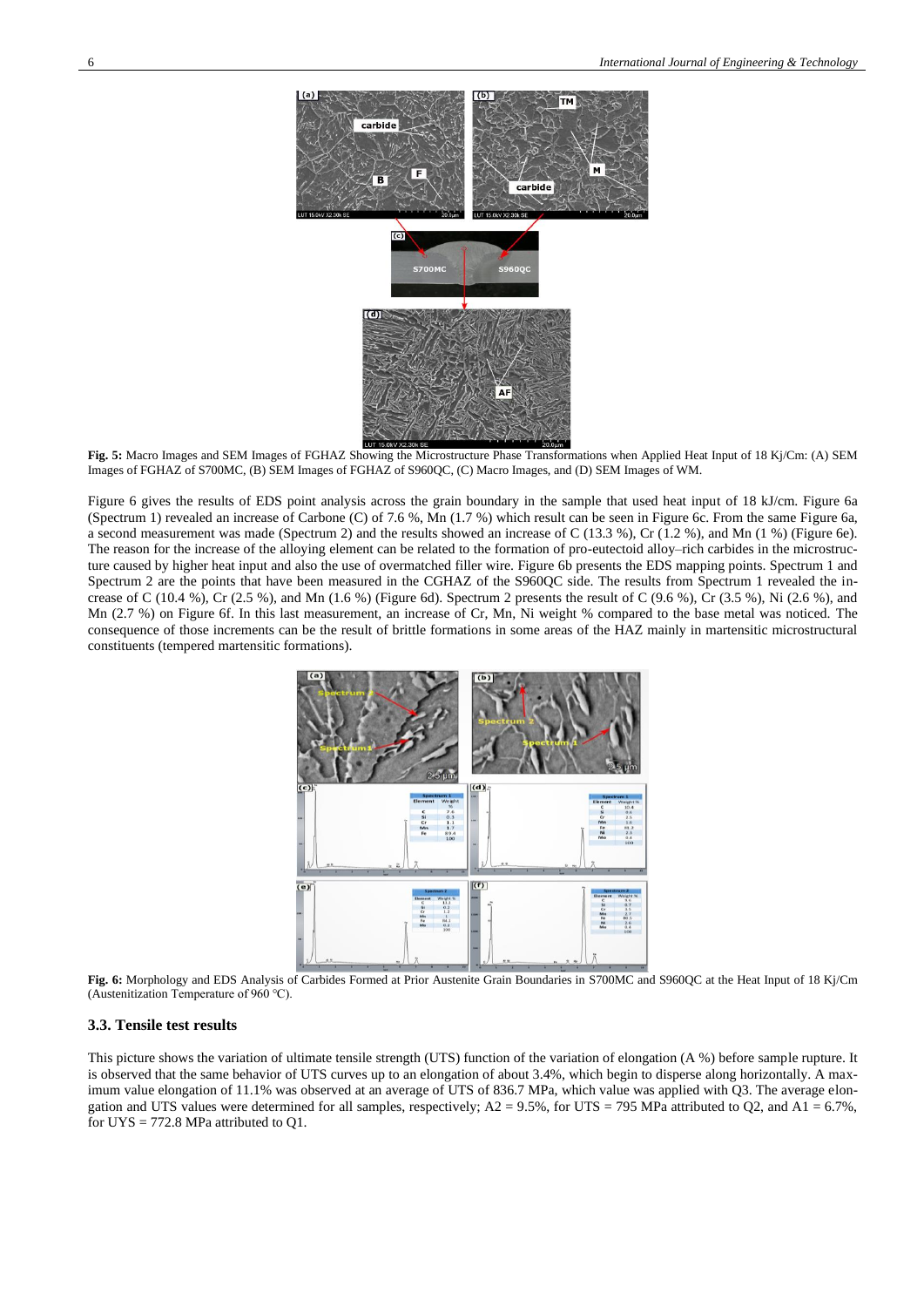**Fig. 5:** Macro Images and SEM Images of FGHAZ Showing the Microstructure Phase Transformations when Applied Heat Input of 18 Kj/Cm: (A) SEM Images of FGHAZ of S700MC, (B) SEM Images of FGHAZ of S960QC, (C) Macro Images, and (D) SEM Images of WM.

Figure 6 gives the results of EDS point analysis across the grain boundary in the sample that used heat input of 18 kJ/cm. Figure 6a (Spectrum 1) revealed an increase of Carbone (C) of 7.6 %, Mn (1.7 %) which result can be seen in Figure 6c. From the same Figure 6a, a second measurement was made (Spectrum 2) and the results showed an increase of C (13.3 %), Cr (1.2 %), and Mn (1 %) (Figure 6e). The reason for the increase of the alloying element can be related to the formation of pro-eutectoid alloy–rich carbides in the microstructure caused by higher heat input and also the use of overmatched filler wire. Figure 6b presents the EDS mapping points. Spectrum 1 and Spectrum 2 are the points that have been measured in the CGHAZ of the S960QC side. The results from Spectrum 1 revealed the increase of C (10.4 %), Cr (2.5 %), and Mn (1.6 %) (Figure 6d). Spectrum 2 presents the result of C (9.6 %), Cr (3.5 %), Ni (2.6 %), and Mn (2.7 %) on Figure 6f. In this last measurement, an increase of Cr, Mn, Ni weight % compared to the base metal was noticed. The consequence of those increments can be the result of brittle formations in some areas of the HAZ mainly in martensitic microstructural constituents (tempered martensitic formations).

**Fig. 6:** Morphology and EDS Analysis of Carbides Formed at Prior Austenite Grain Boundaries in S700MC and S960QC at the Heat Input of 18 Kj/Cm (Austenitization Temperature of 960 °C).

### 3.3. Tensile test results

This picture shows the variation of ultimate tensile strength (UTS) function of the variation of elongation (A %) before sample rupture. It is observed that the same behavior of UTS curves up to an elongation of about 3.4%, which begin to disperse along horizontally. A maximum value elongation of 11.1% was observed at an average of UTS of 836.7 MPa, which value was applied with Q3. The average elongation and UTS values were determined for all samples, respectively; A2 = 9.5%, for UTS = 795 MPa attributed to Q2, and A1 = 6.7%, for UYS = 772.8 MPa attributed to Q1.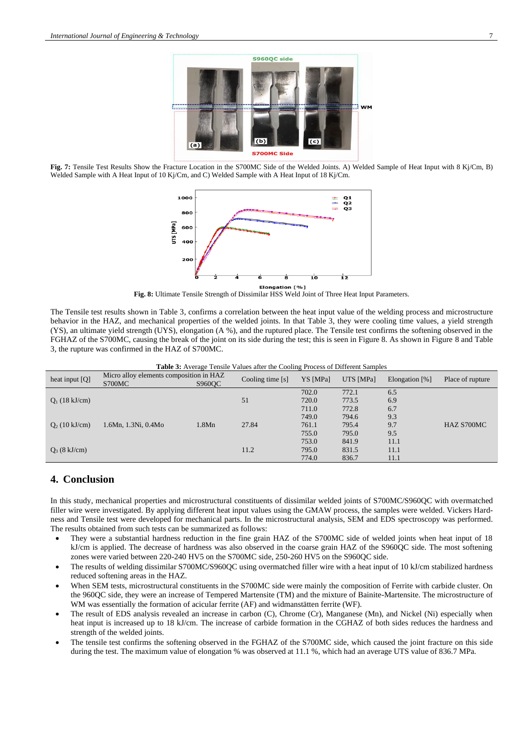S960QC side

WM

(a) (b) (c)

S700MC Side

**Fig. 7:** Tensile Test Results Show the Fracture Location in the S700MC Side of the Welded Joints. A) Welded Sample of Heat Input with 8 Kj/Cm, B) Welded Sample with A Heat Input of 10 Kj/Cm, and C) Welded Sample with A Heat Input of 18 Kj/Cm.

UTS [MPa]

1000
800
600
400
200

0 2 4 6 8 10 12

Elongation [%]

Q1
Q2
Q3

**Fig. 8:** Ultimate Tensile Strength of Dissimilar HSS Weld Joint of Three Heat Input Parameters.

The Tensile test results shown in Table 3, confirms a correlation between the heat input value of the welding process and microstructure behavior in the HAZ, and mechanical properties of the welded joints. In that Table 3, they were cooling time values, a yield strength (YS), an ultimate yield strength (UYS), elongation (A %), and the ruptured place. The Tensile test confirms the softening observed in the FGHAZ of the S700MC, causing the break of the joint on its side during the test; this is seen in Figure 8. As shown in Figure 8 and Table 3, the rupture was confirmed in the HAZ of S700MC.

**Table 3:** Average Tensile Values after the Cooling Process of Different Samples

| heat input [Q] | Micro alloy elements composition in HAZ S700MC | S960QC | Cooling time [s] | YS [MPa] | UTS [MPa] | Elongation [%] | Place of rupture |
|---|---|---|---|---|---|---|---|
| | | | | 702.0 | 772.1 | 6.5 | |
| $Q_1$ (18 kJ/cm) | | | 51 | 720.0 | 773.5 | 6.9 | |
| | | | | 711.0 | 772.8 | 6.7 | |
| | | | | 749.0 | 794.6 | 9.3 | |
| $Q_2$ (10 kJ/cm) | 1.6Mn, 1.3Ni, 0.4Mo | 1.8Mn | 27.84 | 761.1 | 795.4 | 9.7 | HAZ S700MC |
| | | | | 755.0 | 795.0 | 9.5 | |
| | | | | 753.0 | 841.9 | 11.1 | |
| $Q_3$ (8 kJ/cm) | | | 11.2 | 795.0 | 831.5 | 11.1 | |
| | | | | 774.0 | 836.7 | 11.1 | |

## 4. Conclusion

In this study, mechanical properties and microstructural constituents of dissimilar welded joints of S700MC/S960QC with overmatched filler wire were investigated. By applying different heat input values using the GMAW process, the samples were welded. Vickers Hardness and Tensile test were developed for mechanical parts. In the microstructural analysis, SEM and EDS spectroscopy was performed. The results obtained from such tests can be summarized as follows:

- They were a substantial hardness reduction in the fine grain HAZ of the S700MC side of welded joints when heat input of 18 kJ/cm is applied. The decrease of hardness was also observed in the coarse grain HAZ of the S960QC side. The most softening zones were varied between 220-240 HV5 on the S700MC side, 250-260 HV5 on the S960QC side.
- The results of welding dissimilar S700MC/S960QC using overmatched filler wire with a heat input of 10 kJ/cm stabilized hardness reduced softening areas in the HAZ.
- When SEM tests, microstructural constituents in the S700MC side were mainly the composition of Ferrite with carbide cluster. On the 960QC side, they were an increase of Tempered Martensite (TM) and the mixture of Bainite-Martensite. The microstructure of WM was essentially the formation of acicular ferrite (AF) and widmanstätten ferrite (WF).
- The result of EDS analysis revealed an increase in carbon (C), Chrome (Cr), Manganese (Mn), and Nickel (Ni) especially when heat input is increased up to 18 kJ/cm. The increase of carbide formation in the CGHAZ of both sides reduces the hardness and strength of the welded joints.
- The tensile test confirms the softening observed in the FGHAZ of the S700MC side, which caused the joint fracture on this side during the test. The maximum value of elongation % was observed at 11.1 %, which had an average UTS value of 836.7 MPa.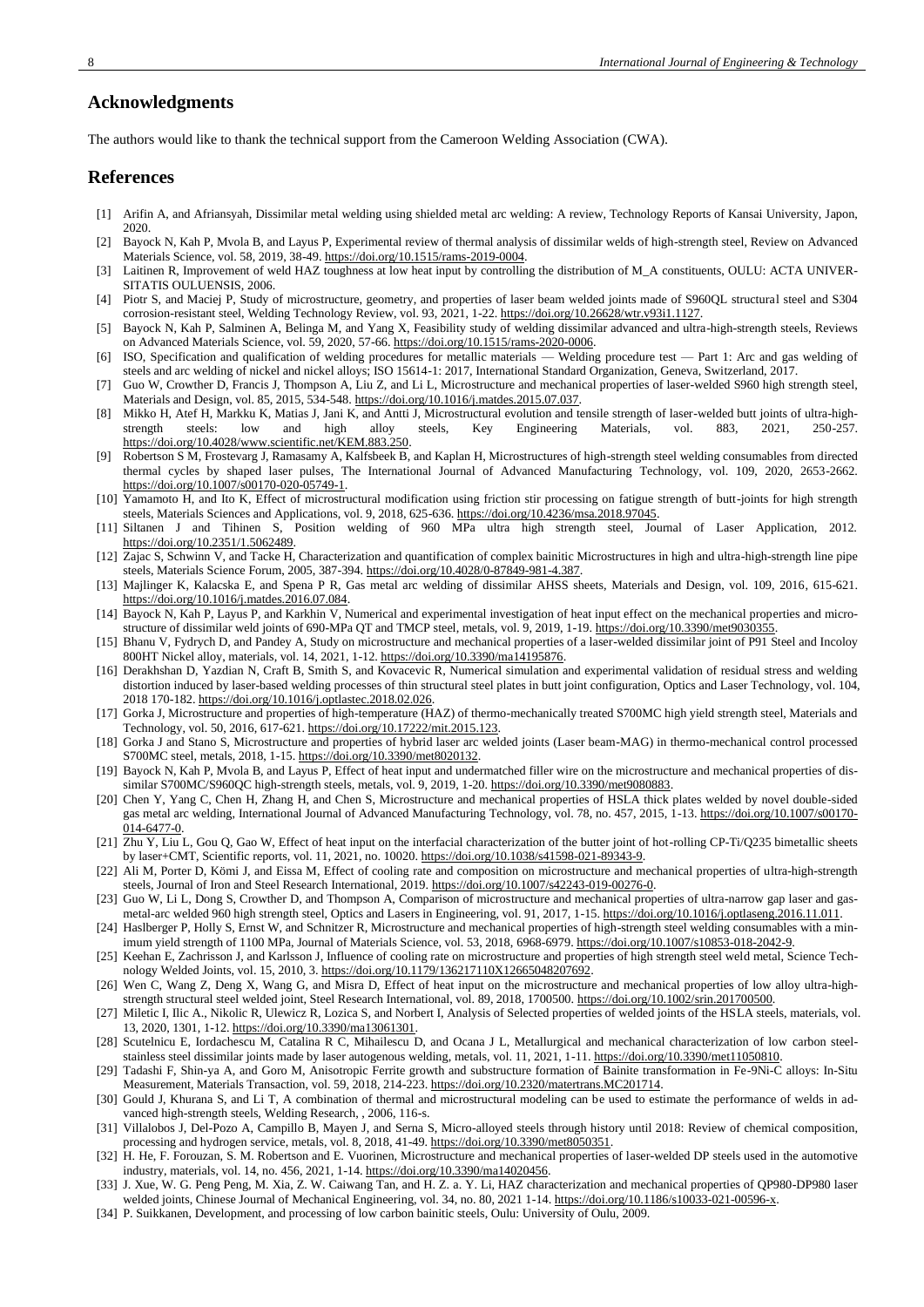## Acknowledgments

The authors would like to thank the technical support from the Cameroon Welding Association (CWA).

## References

[1] Arifin A, and Afriansyah, Dissimilar metal welding using shielded metal arc welding: A review, Technology Reports of Kansai University, Japon, 2020.

[2] Bayock N, Kah P, Mvola B, and Layus P, Experimental review of thermal analysis of dissimilar welds of high-strength steel, Review on Advanced Materials Science, vol. 58, 2019, 38-49. https://doi.org/10.1515/rams-2019-0004.

[3] Laitinen R, Improvement of weld HAZ toughness at low heat input by controlling the distribution of M_A constituents, OULU: ACTA UNIVERSITATIS OULUENSIS, 2006.

[4] Piotr S, and Maciej P, Study of microstructure, geometry, and properties of laser beam welded joints made of S960QL structural steel and S304 corrosion-resistant steel, Welding Technology Review, vol. 93, 2021, 1-22. https://doi.org/10.26628/wtr.v93i1.1127.

[5] Bayock N, Kah P, Salminen A, Belinga M, and Yang X, Feasibility study of welding dissimilar advanced and ultra-high-strength steels, Reviews on Advanced Materials Science, vol. 59, 2020, 57-66. https://doi.org/10.1515/rams-2020-0006.

[6] ISO, Specification and qualification of welding procedures for metallic materials — Welding procedure test — Part 1: Arc and gas welding of steels and arc welding of nickel and nickel alloys; ISO 15614-1: 2017, International Standard Organization, Geneva, Switzerland, 2017.

[7] Guo W, Crowther D, Francis J, Thompson A, Liu Z, and Li L, Microstructure and mechanical properties of laser-welded S960 high strength steel, Materials and Design, vol. 85, 2015, 534-548. https://doi.org/10.1016/j.matdes.2015.07.037.

[8] Mikko H, Atef H, Markku K, Matias J, Jani K, and Antti J, Microstructural evolution and tensile strength of laser-welded butt joints of ultra-high-strength steels: low and high alloy steels, Key Engineering Materials, vol. 883, 2021, 250-257. https://doi.org/10.4028/www.scientific.net/KEM.883.250.

[9] Robertson S M, Frostevarg J, Ramasamy A, Kalfsbeek B, and Kaplan H, Microstructures of high-strength steel welding consumables from directed thermal cycles by shaped laser pulses, The International Journal of Advanced Manufacturing Technology, vol. 109, 2020, 2653-2662. https://doi.org/10.1007/s00170-020-05749-1.

[10] Yamamoto H, and Ito K, Effect of microstructural modification using friction stir processing on fatigue strength of butt-joints for high strength steels, Materials Sciences and Applications, vol. 9, 2018, 625-636. https://doi.org/10.4236/msa.2018.97045.

[11] Siltanen J and Tihinen S, Position welding of 960 MPa ultra high strength steel, Journal of Laser Application, 2012. https://doi.org/10.2351/1.5062489.

[12] Zajac S, Schwinn V, and Tacke H, Characterization and quantification of complex bainitic Microstructures in high and ultra-high-strength line pipe steels, Materials Science Forum, 2005, 387-394. https://doi.org/10.4028/0-87849-981-4.387.

[13] Majlinger K, Kalacska E, and Spena P R, Gas metal arc welding of dissimilar AHSS sheets, Materials and Design, vol. 109, 2016, 615-621. https://doi.org/10.1016/j.matdes.2016.07.084.

[14] Bayock N, Kah P, Layus P, and Karkhin V, Numerical and experimental investigation of heat input effect on the mechanical properties and microstructure of dissimilar weld joints of 690-MPa QT and TMCP steel, metals, vol. 9, 2019, 1-19. https://doi.org/10.3390/met9030355.

[15] Bhanu V, Fydrych D, and Pandey A, Study on microstructure and mechanical properties of a laser-welded dissimilar joint of P91 Steel and Incoloy 800HT Nickel alloy, materials, vol. 14, 2021, 1-12. https://doi.org/10.3390/ma14195876.

[16] Derakhshan D, Yazdian N, Craft B, Smith S, and Kovacevic R, Numerical simulation and experimental validation of residual stress and welding distortion induced by laser-based welding processes of thin structural steel plates in butt joint configuration, Optics and Laser Technology, vol. 104, 2018 170-182. https://doi.org/10.1016/j.optlastec.2018.02.026.

[17] Gorka J, Microstructure and properties of high-temperature (HAZ) of thermo-mechanically treated S700MC high yield strength steel, Materials and Technology, vol. 50, 2016, 617-621. https://doi.org/10.17222/mit.2015.123.

[18] Gorka J and Stano S, Microstructure and properties of hybrid laser arc welded joints (Laser beam-MAG) in thermo-mechanical control processed S700MC steel, metals, 2018, 1-15. https://doi.org/10.3390/met8020132.

[19] Bayock N, Kah P, Mvola B, and Layus P, Effect of heat input and undermatched filler wire on the microstructure and mechanical properties of dissimilar S700MC/S960QC high-strength steels, metals, vol. 9, 2019, 1-20. https://doi.org/10.3390/met9080883.

[20] Chen Y, Yang C, Chen H, Zhang H, and Chen S, Microstructure and mechanical properties of HSLA thick plates welded by novel double-sided gas metal arc welding, International Journal of Advanced Manufacturing Technology, vol. 78, no. 457, 2015, 1-13. https://doi.org/10.1007/s00170-014-6477-0.

[21] Zhu Y, Liu L, Gou Q, Gao W, Effect of heat input on the interfacial characterization of the butter joint of hot-rolling CP-Ti/Q235 bimetallic sheets by laser+CMT, Scientific reports, vol. 11, 2021, no. 10020. https://doi.org/10.1038/s41598-021-89343-9.

[22] Ali M, Porter D, Kömi J, and Eissa M, Effect of cooling rate and composition on microstructure and mechanical properties of ultra-high-strength steels, Journal of Iron and Steel Research International, 2019. https://doi.org/10.1007/s42243-019-00276-0.

[23] Guo W, Li L, Dong S, Crowther D, and Thompson A, Comparison of microstructure and mechanical properties of ultra-narrow gap laser and gas-metal-arc welded 960 high strength steel, Optics and Lasers in Engineering, vol. 91, 2017, 1-15. https://doi.org/10.1016/j.optlaseng.2016.11.011.

[24] Haslberger P, Holly S, Ernst W, and Schnitzer R, Microstructure and mechanical properties of high-strength steel welding consumables with a minimum yield strength of 1100 MPa, Journal of Materials Science, vol. 53, 2018, 6968-6979. https://doi.org/10.1007/s10853-018-2042-9.

[25] Keehan E, Zachrisson J, and Karlsson J, Influence of cooling rate on microstructure and properties of high strength steel weld metal, Science Technology Welded Joints, vol. 15, 2010, 3. https://doi.org/10.1179/136217110X12665048207692.

[26] Wen C, Wang Z, Deng X, Wang G, and Misra D, Effect of heat input on the microstructure and mechanical properties of low alloy ultra-high-strength structural steel welded joint, Steel Research International, vol. 89, 2018, 1700500. https://doi.org/10.1002/srin.201700500.

[27] Miletic I, Ilic A., Nikolic R, Ulewicz R, Lozica S, and Norbert I, Analysis of Selected properties of welded joints of the HSLA steels, materials, vol. 13, 2020, 1301, 1-12. https://doi.org/10.3390/ma13061301.

[28] Scutelnicu E, Iordachescu M, Catalina R C, Mihailescu D, and Ocana J L, Metallurgical and mechanical characterization of low carbon steel-stainless steel dissimilar joints made by laser autogenous welding, metals, vol. 11, 2021, 1-11. https://doi.org/10.3390/met11050810.

[29] Tadashi F, Shin-ya A, and Goro M, Anisotropic Ferrite growth and substructure formation of Bainite transformation in Fe-9Ni-C alloys: In-Situ Measurement, Materials Transaction, vol. 59, 2018, 214-223. https://doi.org/10.2320/matertrans.MC201714.

[30] Gould J, Khurana S, and Li T, A combination of thermal and microstructural modeling can be used to estimate the performance of welds in advanced high-strength steels, Welding Research, , 2006, 116-s.

[31] Villalobos J, Del-Pozo A, Campillo B, Mayen J, and Serna S, Micro-alloyed steels through history until 2018: Review of chemical composition, processing and hydrogen service, metals, vol. 8, 2018, 41-49. https://doi.org/10.3390/met8050351.

[32] H. He, F. Forouzan, S. M. Robertson and E. Vuorinen, Microstructure and mechanical properties of laser-welded DP steels used in the automotive industry, materials, vol. 14, no. 456, 2021, 1-14. https://doi.org/10.3390/ma14020456.

[33] J. Xue, W. G. Peng Peng, M. Xia, Z. W. Caiwang Tan, and H. Z. a. Y. Li, HAZ characterization and mechanical properties of QP980-DP980 laser welded joints, Chinese Journal of Mechanical Engineering, vol. 34, no. 80, 2021 1-14. https://doi.org/10.1186/s10033-021-00596-x.

[34] P. Suikkanen, Development, and processing of low carbon bainitic steels, Oulu: University of Oulu, 2009.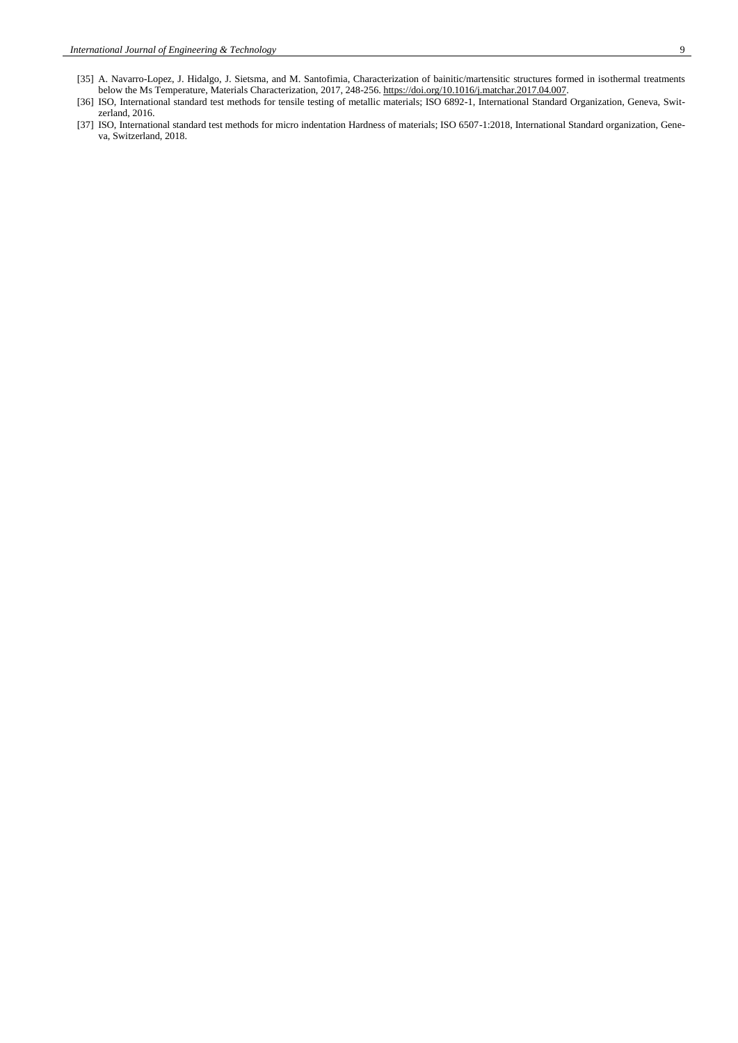[35] A. Navarro-Lopez, J. Hidalgo, J. Sietsma, and M. Santofimia, Characterization of bainitic/martensitic structures formed in isothermal treatments below the Ms Temperature, Materials Characterization, 2017, 248-256. https://doi.org/10.1016/j.matchar.2017.04.007.

[36] ISO, International standard test methods for tensile testing of metallic materials; ISO 6892-1, International Standard Organization, Geneva, Switzerland, 2016.

[37] ISO, International standard test methods for micro indentation Hardness of materials; ISO 6507-1:2018, International Standard organization, Geneva, Switzerland, 2018.